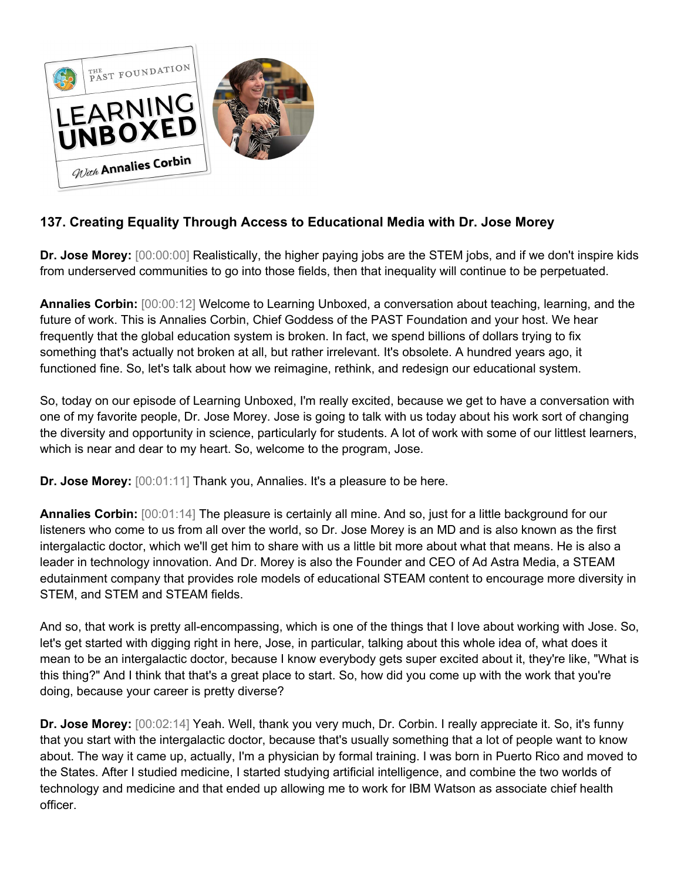### 137. Creating Equality Through Access to Educational Media with Dr. Jose Morey

**Dr. Jose Morey:** [00:00:00] Realistically, the higher paying jobs are the STEM jobs, and if we don't inspire kids from underserved communities to go into those fields, then that inequality will continue to be perpetuated.

**Annalies Corbin:** [00:00:12] Welcome to Learning Unboxed, a conversation about teaching, learning, and the future of work. This is Annalies Corbin, Chief Goddess of the PAST Foundation and your host. We hear frequently that the global education system is broken. In fact, we spend billions of dollars trying to fix something that's actually not broken at all, but rather irrelevant. It's obsolete. A hundred years ago, it functioned fine. So, let's talk about how we reimagine, rethink, and redesign our educational system.

So, today on our episode of Learning Unboxed, I'm really excited, because we get to have a conversation with one of my favorite people, Dr. Jose Morey. Jose is going to talk with us today about his work sort of changing the diversity and opportunity in science, particularly for students. A lot of work with some of our littlest learners, which is near and dear to my heart. So, welcome to the program, Jose.

**Dr. Jose Morey:** [00:01:11] Thank you, Annalies. It's a pleasure to be here.

**Annalies Corbin:** [00:01:14] The pleasure is certainly all mine. And so, just for a little background for our listeners who come to us from all over the world, so Dr. Jose Morey is an MD and is also known as the first intergalactic doctor, which we'll get him to share with us a little bit more about what that means. He is also a leader in technology innovation. And Dr. Morey is also the Founder and CEO of Ad Astra Media, a STEAM edutainment company that provides role models of educational STEAM content to encourage more diversity in STEM, and STEM and STEAM fields.

And so, that work is pretty all-encompassing, which is one of the things that I love about working with Jose. So, let's get started with digging right in here, Jose, in particular, talking about this whole idea of, what does it mean to be an intergalactic doctor, because I know everybody gets super excited about it, they're like, "What is this thing?" And I think that that's a great place to start. So, how did you come up with the work that you're doing, because your career is pretty diverse?

**Dr. Jose Morey:** [00:02:14] Yeah. Well, thank you very much, Dr. Corbin. I really appreciate it. So, it's funny that you start with the intergalactic doctor, because that's usually something that a lot of people want to know about. The way it came up, actually, I'm a physician by formal training. I was born in Puerto Rico and moved to the States. After I studied medicine, I started studying artificial intelligence, and combine the two worlds of technology and medicine and that ended up allowing me to work for IBM Watson as associate chief health officer.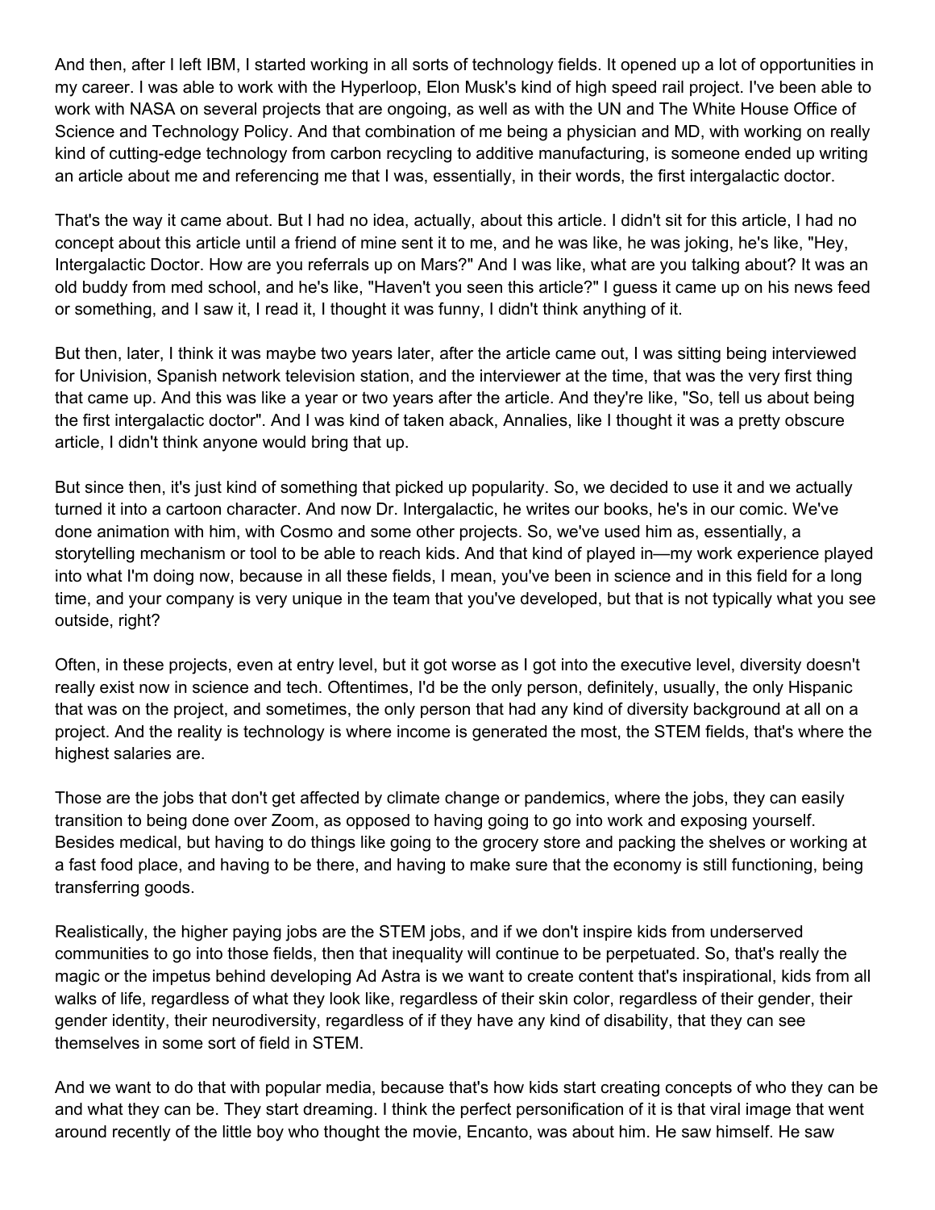And then, after I left IBM, I started working in all sorts of technology fields. It opened up a lot of opportunities in my career. I was able to work with the Hyperloop, Elon Musk's kind of high speed rail project. I've been able to work with NASA on several projects that are ongoing, as well as with the UN and The White House Office of Science and Technology Policy. And that combination of me being a physician and MD, with working on really kind of cutting-edge technology from carbon recycling to additive manufacturing, is someone ended up writing an article about me and referencing me that I was, essentially, in their words, the first intergalactic doctor.

That's the way it came about. But I had no idea, actually, about this article. I didn't sit for this article, I had no concept about this article until a friend of mine sent it to me, and he was like, he was joking, he's like, "Hey, Intergalactic Doctor. How are you referrals up on Mars?" And I was like, what are you talking about? It was an old buddy from med school, and he's like, "Haven't you seen this article?" I guess it came up on his news feed or something, and I saw it, I read it, I thought it was funny, I didn't think anything of it.

But then, later, I think it was maybe two years later, after the article came out, I was sitting being interviewed for Univision, Spanish network television station, and the interviewer at the time, that was the very first thing that came up. And this was like a year or two years after the article. And they're like, "So, tell us about being the first intergalactic doctor". And I was kind of taken aback, Annalies, like I thought it was a pretty obscure article, I didn't think anyone would bring that up.

But since then, it's just kind of something that picked up popularity. So, we decided to use it and we actually turned it into a cartoon character. And now Dr. Intergalactic, he writes our books, he's in our comic. We've done animation with him, with Cosmo and some other projects. So, we've used him as, essentially, a storytelling mechanism or tool to be able to reach kids. And that kind of played in—my work experience played into what I'm doing now, because in all these fields, I mean, you've been in science and in this field for a long time, and your company is very unique in the team that you've developed, but that is not typically what you see outside, right?

Often, in these projects, even at entry level, but it got worse as I got into the executive level, diversity doesn't really exist now in science and tech. Oftentimes, I'd be the only person, definitely, usually, the only Hispanic that was on the project, and sometimes, the only person that had any kind of diversity background at all on a project. And the reality is technology is where income is generated the most, the STEM fields, that's where the highest salaries are.

Those are the jobs that don't get affected by climate change or pandemics, where the jobs, they can easily transition to being done over Zoom, as opposed to having going to go into work and exposing yourself. Besides medical, but having to do things like going to the grocery store and packing the shelves or working at a fast food place, and having to be there, and having to make sure that the economy is still functioning, being transferring goods.

Realistically, the higher paying jobs are the STEM jobs, and if we don't inspire kids from underserved communities to go into those fields, then that inequality will continue to be perpetuated. So, that's really the magic or the impetus behind developing Ad Astra is we want to create content that's inspirational, kids from all walks of life, regardless of what they look like, regardless of their skin color, regardless of their gender, their gender identity, their neurodiversity, regardless of if they have any kind of disability, that they can see themselves in some sort of field in STEM.

And we want to do that with popular media, because that's how kids start creating concepts of who they can be and what they can be. They start dreaming. I think the perfect personification of it is that viral image that went around recently of the little boy who thought the movie, Encanto, was about him. He saw himself. He saw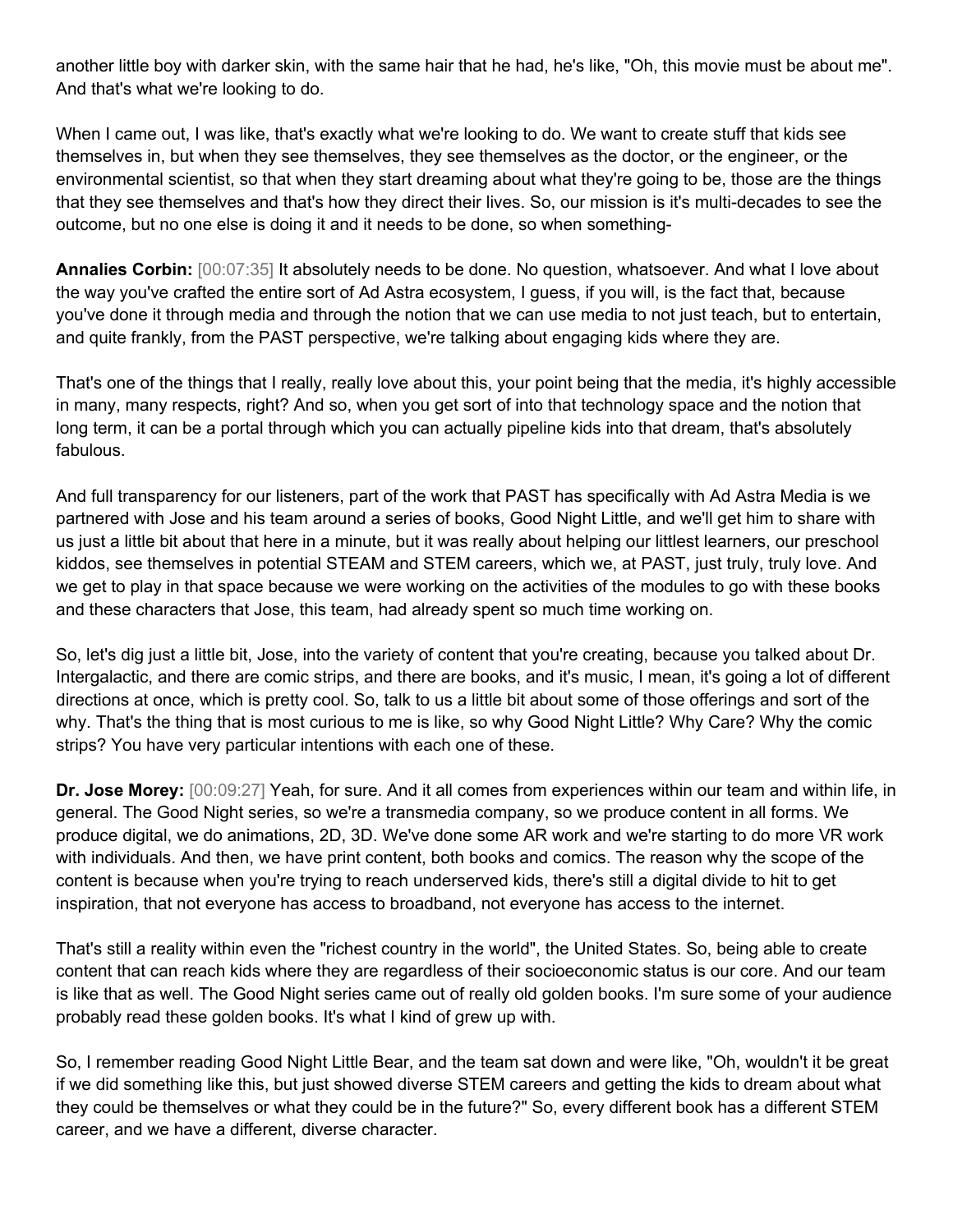another little boy with darker skin, with the same hair that he had, he's like, "Oh, this movie must be about me". And that's what we're looking to do.

When I came out, I was like, that's exactly what we're looking to do. We want to create stuff that kids see themselves in, but when they see themselves, they see themselves as the doctor, or the engineer, or the environmental scientist, so that when they start dreaming about what they're going to be, those are the things that they see themselves and that's how they direct their lives. So, our mission is it's multi-decades to see the outcome, but no one else is doing it and it needs to be done, so when something-

**Annalies Corbin:** [00:07:35] It absolutely needs to be done. No question, whatsoever. And what I love about the way you've crafted the entire sort of Ad Astra ecosystem, I guess, if you will, is the fact that, because you've done it through media and through the notion that we can use media to not just teach, but to entertain, and quite frankly, from the PAST perspective, we're talking about engaging kids where they are.

That's one of the things that I really, really love about this, your point being that the media, it's highly accessible in many, many respects, right? And so, when you get sort of into that technology space and the notion that long term, it can be a portal through which you can actually pipeline kids into that dream, that's absolutely fabulous.

And full transparency for our listeners, part of the work that PAST has specifically with Ad Astra Media is we partnered with Jose and his team around a series of books, Good Night Little, and we'll get him to share with us just a little bit about that here in a minute, but it was really about helping our littlest learners, our preschool kiddos, see themselves in potential STEAM and STEM careers, which we, at PAST, just truly, truly love. And we get to play in that space because we were working on the activities of the modules to go with these books and these characters that Jose, this team, had already spent so much time working on.

So, let's dig just a little bit, Jose, into the variety of content that you're creating, because you talked about Dr. Intergalactic, and there are comic strips, and there are books, and it's music, I mean, it's going a lot of different directions at once, which is pretty cool. So, talk to us a little bit about some of those offerings and sort of the why. That's the thing that is most curious to me is like, so why Good Night Little? Why Care? Why the comic strips? You have very particular intentions with each one of these.

**Dr. Jose Morey:** [00:09:27] Yeah, for sure. And it all comes from experiences within our team and within life, in general. The Good Night series, so we're a transmedia company, so we produce content in all forms. We produce digital, we do animations, 2D, 3D. We've done some AR work and we're starting to do more VR work with individuals. And then, we have print content, both books and comics. The reason why the scope of the content is because when you're trying to reach underserved kids, there's still a digital divide to hit to get inspiration, that not everyone has access to broadband, not everyone has access to the internet.

That's still a reality within even the "richest country in the world", the United States. So, being able to create content that can reach kids where they are regardless of their socioeconomic status is our core. And our team is like that as well. The Good Night series came out of really old golden books. I'm sure some of your audience probably read these golden books. It's what I kind of grew up with.

So, I remember reading Good Night Little Bear, and the team sat down and were like, "Oh, wouldn't it be great if we did something like this, but just showed diverse STEM careers and getting the kids to dream about what they could be themselves or what they could be in the future?" So, every different book has a different STEM career, and we have a different, diverse character.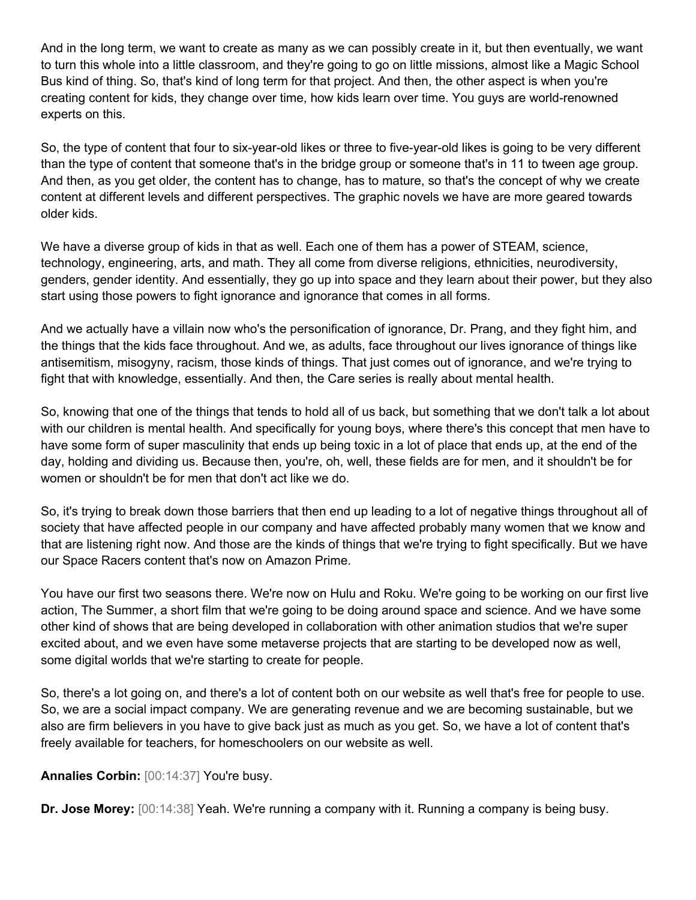And in the long term, we want to create as many as we can possibly create in it, but then eventually, we want to turn this whole into a little classroom, and they're going to go on little missions, almost like a Magic School Bus kind of thing. So, that's kind of long term for that project. And then, the other aspect is when you're creating content for kids, they change over time, how kids learn over time. You guys are world-renowned experts on this.

So, the type of content that four to six-year-old likes or three to five-year-old likes is going to be very different than the type of content that someone that's in the bridge group or someone that's in 11 to tween age group. And then, as you get older, the content has to change, has to mature, so that's the concept of why we create content at different levels and different perspectives. The graphic novels we have are more geared towards older kids.

We have a diverse group of kids in that as well. Each one of them has a power of STEAM, science, technology, engineering, arts, and math. They all come from diverse religions, ethnicities, neurodiversity, genders, gender identity. And essentially, they go up into space and they learn about their power, but they also start using those powers to fight ignorance and ignorance that comes in all forms.

And we actually have a villain now who's the personification of ignorance, Dr. Prang, and they fight him, and the things that the kids face throughout. And we, as adults, face throughout our lives ignorance of things like antisemitism, misogyny, racism, those kinds of things. That just comes out of ignorance, and we're trying to fight that with knowledge, essentially. And then, the Care series is really about mental health.

So, knowing that one of the things that tends to hold all of us back, but something that we don't talk a lot about with our children is mental health. And specifically for young boys, where there's this concept that men have to have some form of super masculinity that ends up being toxic in a lot of place that ends up, at the end of the day, holding and dividing us. Because then, you're, oh, well, these fields are for men, and it shouldn't be for women or shouldn't be for men that don't act like we do.

So, it's trying to break down those barriers that then end up leading to a lot of negative things throughout all of society that have affected people in our company and have affected probably many women that we know and that are listening right now. And those are the kinds of things that we're trying to fight specifically. But we have our Space Racers content that's now on Amazon Prime.

You have our first two seasons there. We're now on Hulu and Roku. We're going to be working on our first live action, The Summer, a short film that we're going to be doing around space and science. And we have some other kind of shows that are being developed in collaboration with other animation studios that we're super excited about, and we even have some metaverse projects that are starting to be developed now as well, some digital worlds that we're starting to create for people.

So, there's a lot going on, and there's a lot of content both on our website as well that's free for people to use. So, we are a social impact company. We are generating revenue and we are becoming sustainable, but we also are firm believers in you have to give back just as much as you get. So, we have a lot of content that's freely available for teachers, for homeschoolers on our website as well.

**Annalies Corbin:** [00:14:37] You're busy.

**Dr. Jose Morey:** [00:14:38] Yeah. We're running a company with it. Running a company is being busy.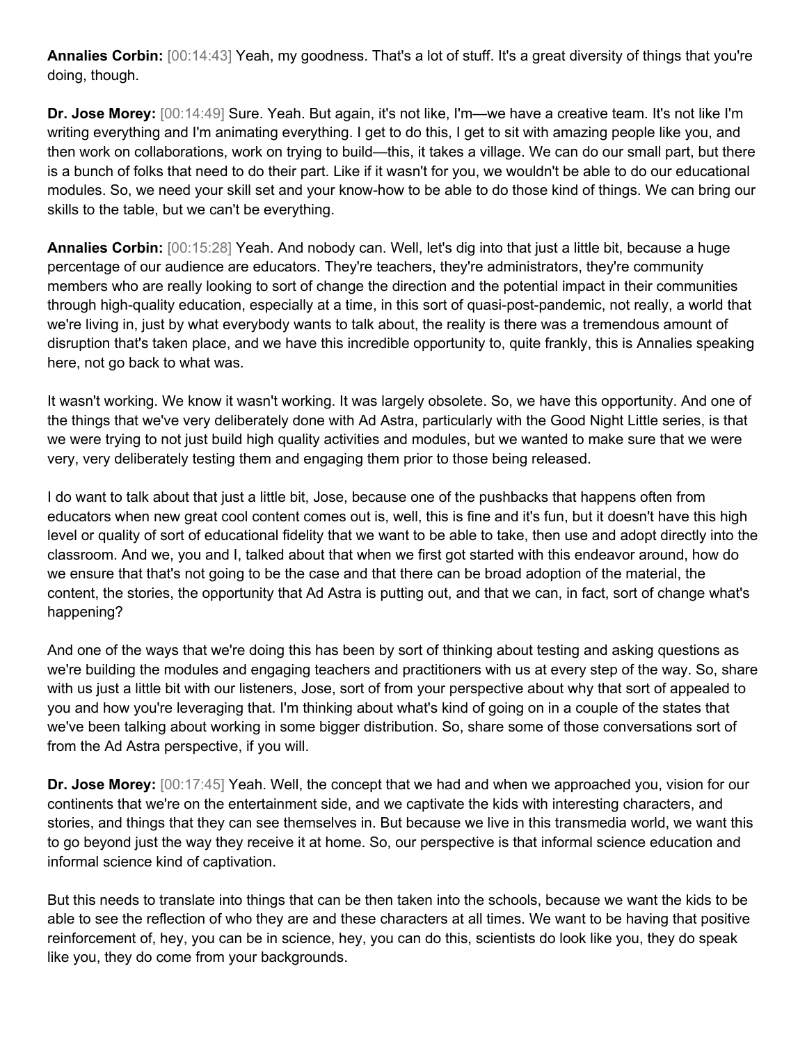**Annalies Corbin:** [00:14:43] Yeah, my goodness. That's a lot of stuff. It's a great diversity of things that you're doing, though.

**Dr. Jose Morey:** [00:14:49] Sure. Yeah. But again, it's not like, I'm—we have a creative team. It's not like I'm writing everything and I'm animating everything. I get to do this, I get to sit with amazing people like you, and then work on collaborations, work on trying to build—this, it takes a village. We can do our small part, but there is a bunch of folks that need to do their part. Like if it wasn't for you, we wouldn't be able to do our educational modules. So, we need your skill set and your know-how to be able to do those kind of things. We can bring our skills to the table, but we can't be everything.

**Annalies Corbin:** [00:15:28] Yeah. And nobody can. Well, let's dig into that just a little bit, because a huge percentage of our audience are educators. They're teachers, they're administrators, they're community members who are really looking to sort of change the direction and the potential impact in their communities through high-quality education, especially at a time, in this sort of quasi-post-pandemic, not really, a world that we're living in, just by what everybody wants to talk about, the reality is there was a tremendous amount of disruption that's taken place, and we have this incredible opportunity to, quite frankly, this is Annalies speaking here, not go back to what was.

It wasn't working. We know it wasn't working. It was largely obsolete. So, we have this opportunity. And one of the things that we've very deliberately done with Ad Astra, particularly with the Good Night Little series, is that we were trying to not just build high quality activities and modules, but we wanted to make sure that we were very, very deliberately testing them and engaging them prior to those being released.

I do want to talk about that just a little bit, Jose, because one of the pushbacks that happens often from educators when new great cool content comes out is, well, this is fine and it's fun, but it doesn't have this high level or quality of sort of educational fidelity that we want to be able to take, then use and adopt directly into the classroom. And we, you and I, talked about that when we first got started with this endeavor around, how do we ensure that that's not going to be the case and that there can be broad adoption of the material, the content, the stories, the opportunity that Ad Astra is putting out, and that we can, in fact, sort of change what's happening?

And one of the ways that we're doing this has been by sort of thinking about testing and asking questions as we're building the modules and engaging teachers and practitioners with us at every step of the way. So, share with us just a little bit with our listeners, Jose, sort of from your perspective about why that sort of appealed to you and how you're leveraging that. I'm thinking about what's kind of going on in a couple of the states that we've been talking about working in some bigger distribution. So, share some of those conversations sort of from the Ad Astra perspective, if you will.

**Dr. Jose Morey:** [00:17:45] Yeah. Well, the concept that we had and when we approached you, vision for our continents that we're on the entertainment side, and we captivate the kids with interesting characters, and stories, and things that they can see themselves in. But because we live in this transmedia world, we want this to go beyond just the way they receive it at home. So, our perspective is that informal science education and informal science kind of captivation.

But this needs to translate into things that can be then taken into the schools, because we want the kids to be able to see the reflection of who they are and these characters at all times. We want to be having that positive reinforcement of, hey, you can be in science, hey, you can do this, scientists do look like you, they do speak like you, they do come from your backgrounds.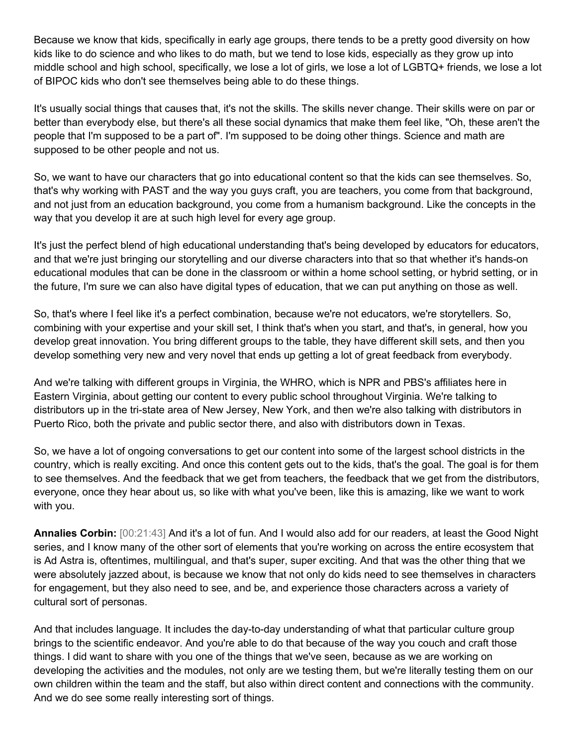Because we know that kids, specifically in early age groups, there tends to be a pretty good diversity on how kids like to do science and who likes to do math, but we tend to lose kids, especially as they grow up into middle school and high school, specifically, we lose a lot of girls, we lose a lot of LGBTQ+ friends, we lose a lot of BIPOC kids who don't see themselves being able to do these things.

It's usually social things that causes that, it's not the skills. The skills never change. Their skills were on par or better than everybody else, but there's all these social dynamics that make them feel like, "Oh, these aren't the people that I'm supposed to be a part of". I'm supposed to be doing other things. Science and math are supposed to be other people and not us.

So, we want to have our characters that go into educational content so that the kids can see themselves. So, that's why working with PAST and the way you guys craft, you are teachers, you come from that background, and not just from an education background, you come from a humanism background. Like the concepts in the way that you develop it are at such high level for every age group.

It's just the perfect blend of high educational understanding that's being developed by educators for educators, and that we're just bringing our storytelling and our diverse characters into that so that whether it's hands-on educational modules that can be done in the classroom or within a home school setting, or hybrid setting, or in the future, I'm sure we can also have digital types of education, that we can put anything on those as well.

So, that's where I feel like it's a perfect combination, because we're not educators, we're storytellers. So, combining with your expertise and your skill set, I think that's when you start, and that's, in general, how you develop great innovation. You bring different groups to the table, they have different skill sets, and then you develop something very new and very novel that ends up getting a lot of great feedback from everybody.

And we're talking with different groups in Virginia, the WHRO, which is NPR and PBS's affiliates here in Eastern Virginia, about getting our content to every public school throughout Virginia. We're talking to distributors up in the tri-state area of New Jersey, New York, and then we're also talking with distributors in Puerto Rico, both the private and public sector there, and also with distributors down in Texas.

So, we have a lot of ongoing conversations to get our content into some of the largest school districts in the country, which is really exciting. And once this content gets out to the kids, that's the goal. The goal is for them to see themselves. And the feedback that we get from teachers, the feedback that we get from the distributors, everyone, once they hear about us, so like with what you've been, like this is amazing, like we want to work with you.

**Annalies Corbin:** [00:21:43] And it's a lot of fun. And I would also add for our readers, at least the Good Night series, and I know many of the other sort of elements that you're working on across the entire ecosystem that is Ad Astra is, oftentimes, multilingual, and that's super, super exciting. And that was the other thing that we were absolutely jazzed about, is because we know that not only do kids need to see themselves in characters for engagement, but they also need to see, and be, and experience those characters across a variety of cultural sort of personas.

And that includes language. It includes the day-to-day understanding of what that particular culture group brings to the scientific endeavor. And you're able to do that because of the way you couch and craft those things. I did want to share with you one of the things that we've seen, because as we are working on developing the activities and the modules, not only are we testing them, but we're literally testing them on our own children within the team and the staff, but also within direct content and connections with the community. And we do see some really interesting sort of things.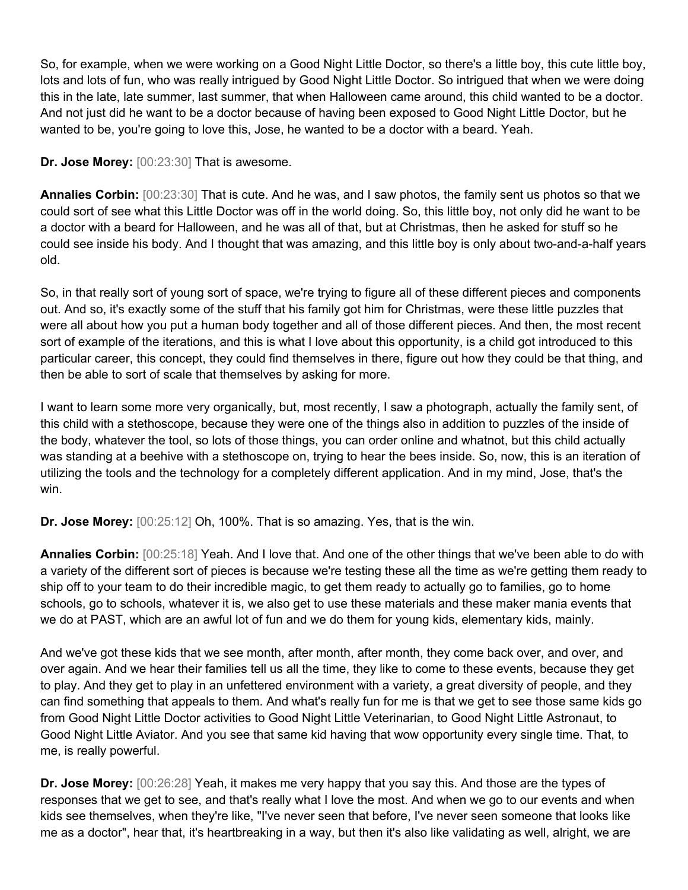So, for example, when we were working on a Good Night Little Doctor, so there's a little boy, this cute little boy, lots and lots of fun, who was really intrigued by Good Night Little Doctor. So intrigued that when we were doing this in the late, late summer, last summer, that when Halloween came around, this child wanted to be a doctor. And not just did he want to be a doctor because of having been exposed to Good Night Little Doctor, but he wanted to be, you're going to love this, Jose, he wanted to be a doctor with a beard. Yeah.

**Dr. Jose Morey:** [00:23:30] That is awesome.

**Annalies Corbin:** [00:23:30] That is cute. And he was, and I saw photos, the family sent us photos so that we could sort of see what this Little Doctor was off in the world doing. So, this little boy, not only did he want to be a doctor with a beard for Halloween, and he was all of that, but at Christmas, then he asked for stuff so he could see inside his body. And I thought that was amazing, and this little boy is only about two-and-a-half years old.

So, in that really sort of young sort of space, we're trying to figure all of these different pieces and components out. And so, it's exactly some of the stuff that his family got him for Christmas, were these little puzzles that were all about how you put a human body together and all of those different pieces. And then, the most recent sort of example of the iterations, and this is what I love about this opportunity, is a child got introduced to this particular career, this concept, they could find themselves in there, figure out how they could be that thing, and then be able to sort of scale that themselves by asking for more.

I want to learn some more very organically, but, most recently, I saw a photograph, actually the family sent, of this child with a stethoscope, because they were one of the things also in addition to puzzles of the inside of the body, whatever the tool, so lots of those things, you can order online and whatnot, but this child actually was standing at a beehive with a stethoscope on, trying to hear the bees inside. So, now, this is an iteration of utilizing the tools and the technology for a completely different application. And in my mind, Jose, that's the win.

**Dr. Jose Morey:** [00:25:12] Oh, 100%. That is so amazing. Yes, that is the win.

**Annalies Corbin:** [00:25:18] Yeah. And I love that. And one of the other things that we've been able to do with a variety of the different sort of pieces is because we're testing these all the time as we're getting them ready to ship off to your team to do their incredible magic, to get them ready to actually go to families, go to home schools, go to schools, whatever it is, we also get to use these materials and these maker mania events that we do at PAST, which are an awful lot of fun and we do them for young kids, elementary kids, mainly.

And we've got these kids that we see month, after month, after month, they come back over, and over, and over again. And we hear their families tell us all the time, they like to come to these events, because they get to play. And they get to play in an unfettered environment with a variety, a great diversity of people, and they can find something that appeals to them. And what's really fun for me is that we get to see those same kids go from Good Night Little Doctor activities to Good Night Little Veterinarian, to Good Night Little Astronaut, to Good Night Little Aviator. And you see that same kid having that wow opportunity every single time. That, to me, is really powerful.

**Dr. Jose Morey:** [00:26:28] Yeah, it makes me very happy that you say this. And those are the types of responses that we get to see, and that's really what I love the most. And when we go to our events and when kids see themselves, when they're like, "I've never seen that before, I've never seen someone that looks like me as a doctor", hear that, it's heartbreaking in a way, but then it's also like validating as well, alright, we are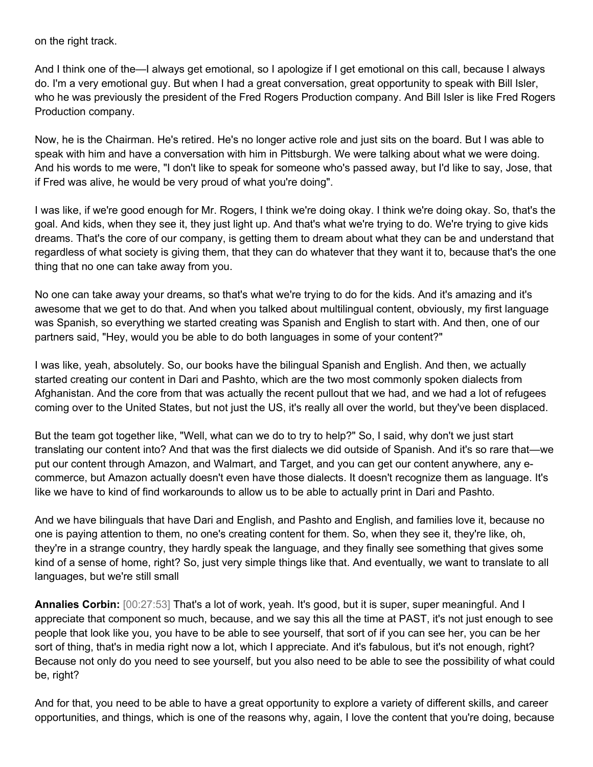on the right track.

And I think one of the—I always get emotional, so I apologize if I get emotional on this call, because I always do. I'm a very emotional guy. But when I had a great conversation, great opportunity to speak with Bill Isler, who he was previously the president of the Fred Rogers Production company. And Bill Isler is like Fred Rogers Production company.

Now, he is the Chairman. He's retired. He's no longer active role and just sits on the board. But I was able to speak with him and have a conversation with him in Pittsburgh. We were talking about what we were doing. And his words to me were, "I don't like to speak for someone who's passed away, but I'd like to say, Jose, that if Fred was alive, he would be very proud of what you're doing".

I was like, if we're good enough for Mr. Rogers, I think we're doing okay. I think we're doing okay. So, that's the goal. And kids, when they see it, they just light up. And that's what we're trying to do. We're trying to give kids dreams. That's the core of our company, is getting them to dream about what they can be and understand that regardless of what society is giving them, that they can do whatever that they want it to, because that's the one thing that no one can take away from you.

No one can take away your dreams, so that's what we're trying to do for the kids. And it's amazing and it's awesome that we get to do that. And when you talked about multilingual content, obviously, my first language was Spanish, so everything we started creating was Spanish and English to start with. And then, one of our partners said, "Hey, would you be able to do both languages in some of your content?"

I was like, yeah, absolutely. So, our books have the bilingual Spanish and English. And then, we actually started creating our content in Dari and Pashto, which are the two most commonly spoken dialects from Afghanistan. And the core from that was actually the recent pullout that we had, and we had a lot of refugees coming over to the United States, but not just the US, it's really all over the world, but they've been displaced.

But the team got together like, "Well, what can we do to try to help?" So, I said, why don't we just start translating our content into? And that was the first dialects we did outside of Spanish. And it's so rare that—we put our content through Amazon, and Walmart, and Target, and you can get our content anywhere, any e-commerce, but Amazon actually doesn't even have those dialects. It doesn't recognize them as language. It's like we have to kind of find workarounds to allow us to be able to actually print in Dari and Pashto.

And we have bilinguals that have Dari and English, and Pashto and English, and families love it, because no one is paying attention to them, no one's creating content for them. So, when they see it, they're like, oh, they're in a strange country, they hardly speak the language, and they finally see something that gives some kind of a sense of home, right? So, just very simple things like that. And eventually, we want to translate to all languages, but we're still small

**Annalies Corbin:** [00:27:53] That's a lot of work, yeah. It's good, but it is super, super meaningful. And I appreciate that component so much, because, and we say this all the time at PAST, it's not just enough to see people that look like you, you have to be able to see yourself, that sort of if you can see her, you can be her sort of thing, that's in media right now a lot, which I appreciate. And it's fabulous, but it's not enough, right? Because not only do you need to see yourself, but you also need to be able to see the possibility of what could be, right?

And for that, you need to be able to have a great opportunity to explore a variety of different skills, and career opportunities, and things, which is one of the reasons why, again, I love the content that you're doing, because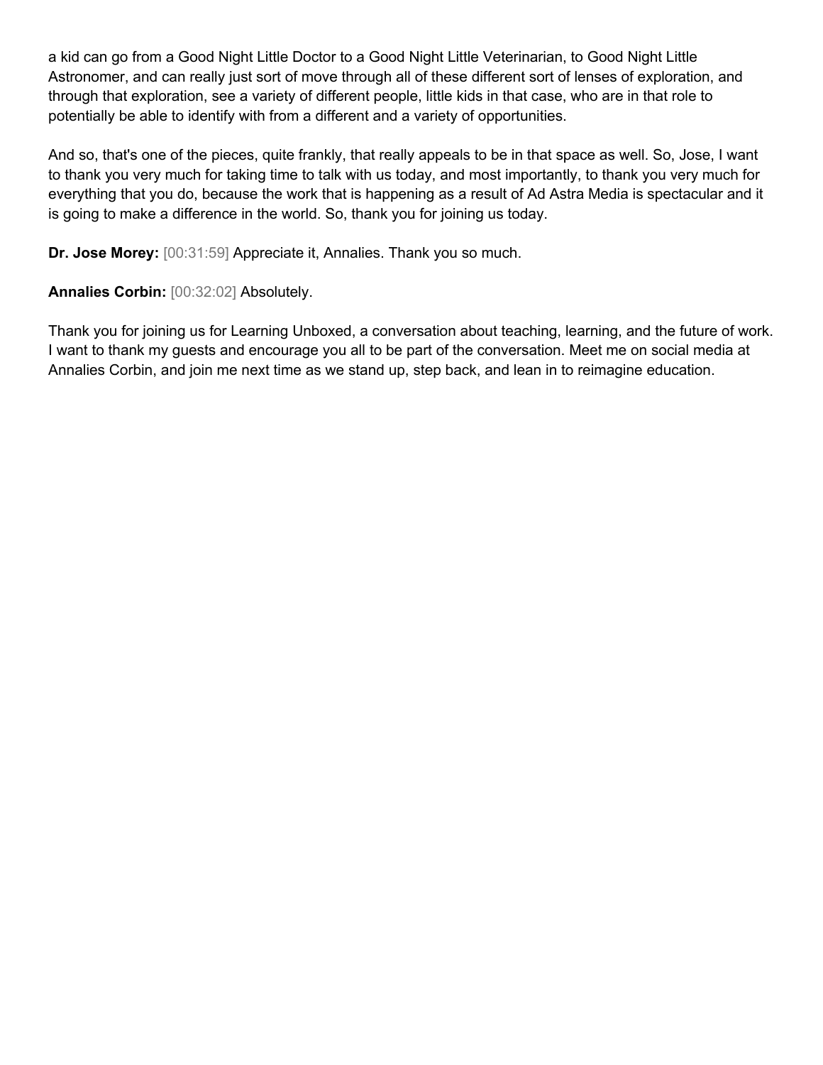a kid can go from a Good Night Little Doctor to a Good Night Little Veterinarian, to Good Night Little Astronomer, and can really just sort of move through all of these different sort of lenses of exploration, and through that exploration, see a variety of different people, little kids in that case, who are in that role to potentially be able to identify with from a different and a variety of opportunities.

And so, that's one of the pieces, quite frankly, that really appeals to be in that space as well. So, Jose, I want to thank you very much for taking time to talk with us today, and most importantly, to thank you very much for everything that you do, because the work that is happening as a result of Ad Astra Media is spectacular and it is going to make a difference in the world. So, thank you for joining us today.

**Dr. Jose Morey:** [00:31:59] Appreciate it, Annalies. Thank you so much.

**Annalies Corbin:** [00:32:02] Absolutely.

Thank you for joining us for Learning Unboxed, a conversation about teaching, learning, and the future of work. I want to thank my guests and encourage you all to be part of the conversation. Meet me on social media at Annalies Corbin, and join me next time as we stand up, step back, and lean in to reimagine education.